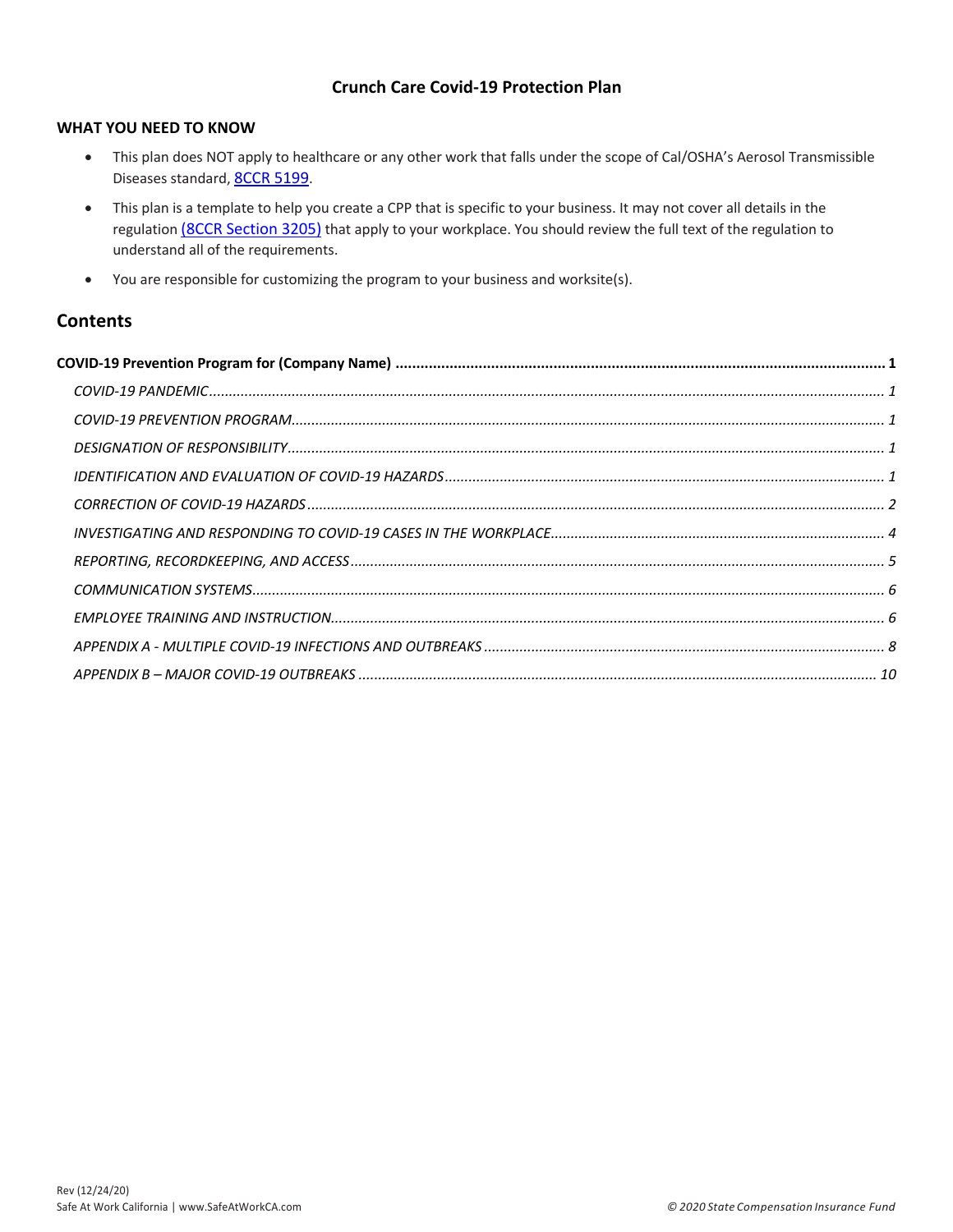# Crunch Care Covid-19 Protection Plan

**WHAT YOU NEED TO KNOW**

- This plan does NOT apply to healthcare or any other work that falls under the scope of Cal/OSHA's Aerosol Transmissible Diseases standard, 8CCR 5199.
- This plan is a template to help you create a CPP that is specific to your business. It may not cover all details in the regulation (8CCR Section 3205) that apply to your workplace. You should review the full text of the regulation to understand all of the requirements.
- You are responsible for customizing the program to your business and worksite(s).

## Contents

**COVID-19 Prevention Program for (Company Name)** ..... **1**

*COVID-19 PANDEMIC* ..... *1*

*COVID-19 PREVENTION PROGRAM* ..... *1*

*DESIGNATION OF RESPONSIBILITY* ..... *1*

*IDENTIFICATION AND EVALUATION OF COVID-19 HAZARDS* ..... *1*

*CORRECTION OF COVID-19 HAZARDS* ..... *2*

*INVESTIGATING AND RESPONDING TO COVID-19 CASES IN THE WORKPLACE* ..... *4*

*REPORTING, RECORDKEEPING, AND ACCESS* ..... *5*

*COMMUNICATION SYSTEMS* ..... *6*

*EMPLOYEE TRAINING AND INSTRUCTION* ..... *6*

*APPENDIX A - MULTIPLE COVID-19 INFECTIONS AND OUTBREAKS* ..... *8*

*APPENDIX B – MAJOR COVID-19 OUTBREAKS* ..... *10*

Rev (12/24/20)
Safe At Work California | www.SafeAtWorkCA.com

*© 2020 State Compensation Insurance Fund*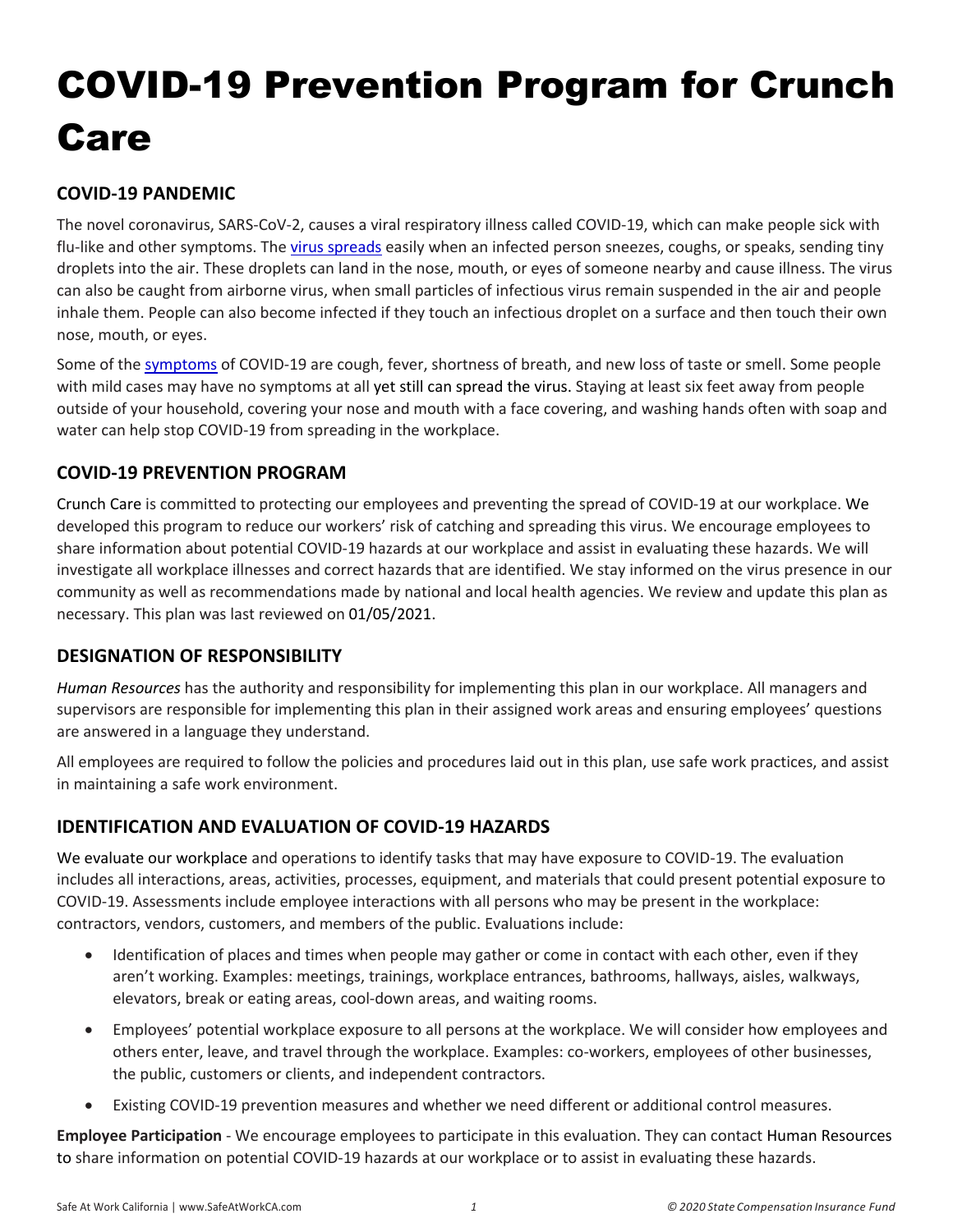# COVID-19 Prevention Program for Crunch Care

## COVID-19 PANDEMIC

The novel coronavirus, SARS-CoV-2, causes a viral respiratory illness called COVID-19, which can make people sick with flu-like and other symptoms. The [virus spreads](#) easily when an infected person sneezes, coughs, or speaks, sending tiny droplets into the air. These droplets can land in the nose, mouth, or eyes of someone nearby and cause illness. The virus can also be caught from airborne virus, when small particles of infectious virus remain suspended in the air and people inhale them. People can also become infected if they touch an infectious droplet on a surface and then touch their own nose, mouth, or eyes.

Some of the [symptoms](#) of COVID-19 are cough, fever, shortness of breath, and new loss of taste or smell. Some people with mild cases may have no symptoms at all yet still can spread the virus. Staying at least six feet away from people outside of your household, covering your nose and mouth with a face covering, and washing hands often with soap and water can help stop COVID-19 from spreading in the workplace.

## COVID-19 PREVENTION PROGRAM

Crunch Care is committed to protecting our employees and preventing the spread of COVID-19 at our workplace. We developed this program to reduce our workers' risk of catching and spreading this virus. We encourage employees to share information about potential COVID-19 hazards at our workplace and assist in evaluating these hazards. We will investigate all workplace illnesses and correct hazards that are identified. We stay informed on the virus presence in our community as well as recommendations made by national and local health agencies. We review and update this plan as necessary. This plan was last reviewed on 01/05/2021.

## DESIGNATION OF RESPONSIBILITY

*Human Resources* has the authority and responsibility for implementing this plan in our workplace. All managers and supervisors are responsible for implementing this plan in their assigned work areas and ensuring employees' questions are answered in a language they understand.

All employees are required to follow the policies and procedures laid out in this plan, use safe work practices, and assist in maintaining a safe work environment.

## IDENTIFICATION AND EVALUATION OF COVID-19 HAZARDS

We evaluate our workplace and operations to identify tasks that may have exposure to COVID-19. The evaluation includes all interactions, areas, activities, processes, equipment, and materials that could present potential exposure to COVID-19. Assessments include employee interactions with all persons who may be present in the workplace: contractors, vendors, customers, and members of the public. Evaluations include:

- Identification of places and times when people may gather or come in contact with each other, even if they aren't working. Examples: meetings, trainings, workplace entrances, bathrooms, hallways, aisles, walkways, elevators, break or eating areas, cool-down areas, and waiting rooms.
- Employees' potential workplace exposure to all persons at the workplace. We will consider how employees and others enter, leave, and travel through the workplace. Examples: co-workers, employees of other businesses, the public, customers or clients, and independent contractors.
- Existing COVID-19 prevention measures and whether we need different or additional control measures.

**Employee Participation** - We encourage employees to participate in this evaluation. They can contact Human Resources to share information on potential COVID-19 hazards at our workplace or to assist in evaluating these hazards.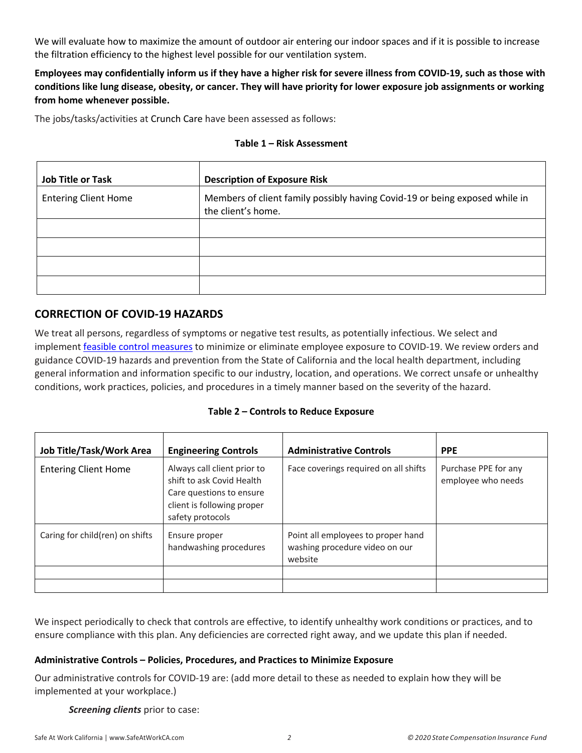We will evaluate how to maximize the amount of outdoor air entering our indoor spaces and if it is possible to increase the filtration efficiency to the highest level possible for our ventilation system.

**Employees may confidentially inform us if they have a higher risk for severe illness from COVID-19, such as those with conditions like lung disease, obesity, or cancer. They will have priority for lower exposure job assignments or working from home whenever possible.**

The jobs/tasks/activities at Crunch Care have been assessed as follows:

**Table 1 – Risk Assessment**

| Job Title or Task | Description of Exposure Risk |
|---|---|
| Entering Client Home | Members of client family possibly having Covid-19 or being exposed while in the client's home. |
| | |
| | |
| | |
| | |

## CORRECTION OF COVID-19 HAZARDS

We treat all persons, regardless of symptoms or negative test results, as potentially infectious. We select and implement [feasible control measures] to minimize or eliminate employee exposure to COVID-19. We review orders and guidance COVID-19 hazards and prevention from the State of California and the local health department, including general information and information specific to our industry, location, and operations. We correct unsafe or unhealthy conditions, work practices, policies, and procedures in a timely manner based on the severity of the hazard.

**Table 2 – Controls to Reduce Exposure**

| Job Title/Task/Work Area | Engineering Controls | Administrative Controls | PPE |
|---|---|---|---|
| Entering Client Home | Always call client prior to shift to ask Covid Health Care questions to ensure client is following proper safety protocols | Face coverings required on all shifts | Purchase PPE for any employee who needs |
| Caring for child(ren) on shifts | Ensure proper handwashing procedures | Point all employees to proper hand washing procedure video on our website | |
| | | | |
| | | | |

We inspect periodically to check that controls are effective, to identify unhealthy work conditions or practices, and to ensure compliance with this plan. Any deficiencies are corrected right away, and we update this plan if needed.

### Administrative Controls – Policies, Procedures, and Practices to Minimize Exposure

Our administrative controls for COVID-19 are: (add more detail to these as needed to explain how they will be implemented at your workplace.)

***Screening clients*** prior to case: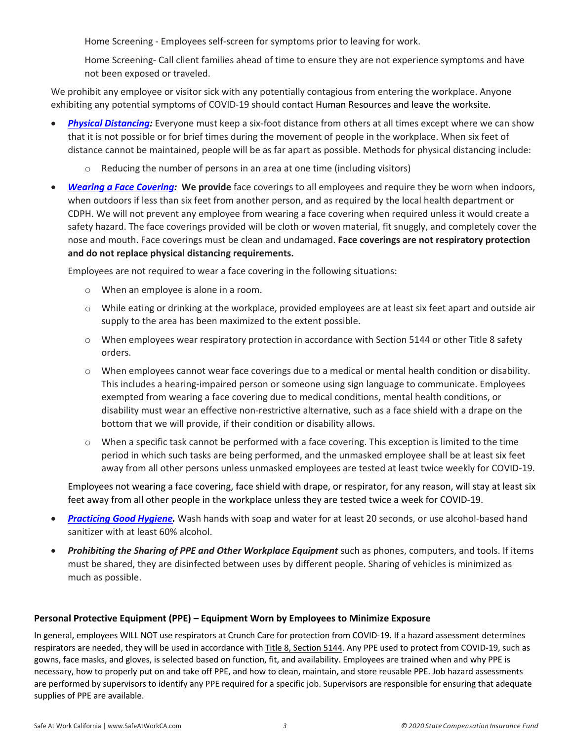Home Screening - Employees self-screen for symptoms prior to leaving for work.

Home Screening- Call client families ahead of time to ensure they are not experience symptoms and have not been exposed or traveled.

We prohibit any employee or visitor sick with any potentially contagious from entering the workplace. Anyone exhibiting any potential symptoms of COVID-19 should contact Human Resources and leave the worksite.

- ***Physical Distancing:*** Everyone must keep a six-foot distance from others at all times except where we can show that it is not possible or for brief times during the movement of people in the workplace. When six feet of distance cannot be maintained, people will be as far apart as possible. Methods for physical distancing include:
    - Reducing the number of persons in an area at one time (including visitors)
- ***Wearing a Face Covering:*** **We provide** face coverings to all employees and require they be worn when indoors, when outdoors if less than six feet from another person, and as required by the local health department or CDPH. We will not prevent any employee from wearing a face covering when required unless it would create a safety hazard. The face coverings provided will be cloth or woven material, fit snuggly, and completely cover the nose and mouth. Face coverings must be clean and undamaged. **Face coverings are not respiratory protection and do not replace physical distancing requirements.**

  Employees are not required to wear a face covering in the following situations:

    - When an employee is alone in a room.
    - While eating or drinking at the workplace, provided employees are at least six feet apart and outside air supply to the area has been maximized to the extent possible.
    - When employees wear respiratory protection in accordance with Section 5144 or other Title 8 safety orders.
    - When employees cannot wear face coverings due to a medical or mental health condition or disability. This includes a hearing-impaired person or someone using sign language to communicate. Employees exempted from wearing a face covering due to medical conditions, mental health conditions, or disability must wear an effective non-restrictive alternative, such as a face shield with a drape on the bottom that we will provide, if their condition or disability allows.
    - When a specific task cannot be performed with a face covering. This exception is limited to the time period in which such tasks are being performed, and the unmasked employee shall be at least six feet away from all other persons unless unmasked employees are tested at least twice weekly for COVID-19.

  Employees not wearing a face covering, face shield with drape, or respirator, for any reason, will stay at least six feet away from all other people in the workplace unless they are tested twice a week for COVID-19.

- ***Practicing Good Hygiene.*** Wash hands with soap and water for at least 20 seconds, or use alcohol-based hand sanitizer with at least 60% alcohol.
- ***Prohibiting the Sharing of PPE and Other Workplace Equipment*** such as phones, computers, and tools. If items must be shared, they are disinfected between uses by different people. Sharing of vehicles is minimized as much as possible.

**Personal Protective Equipment (PPE) – Equipment Worn by Employees to Minimize Exposure**

In general, employees WILL NOT use respirators at Crunch Care for protection from COVID-19. If a hazard assessment determines respirators are needed, they will be used in accordance with Title 8, Section 5144. Any PPE used to protect from COVID-19, such as gowns, face masks, and gloves, is selected based on function, fit, and availability. Employees are trained when and why PPE is necessary, how to properly put on and take off PPE, and how to clean, maintain, and store reusable PPE. Job hazard assessments are performed by supervisors to identify any PPE required for a specific job. Supervisors are responsible for ensuring that adequate supplies of PPE are available.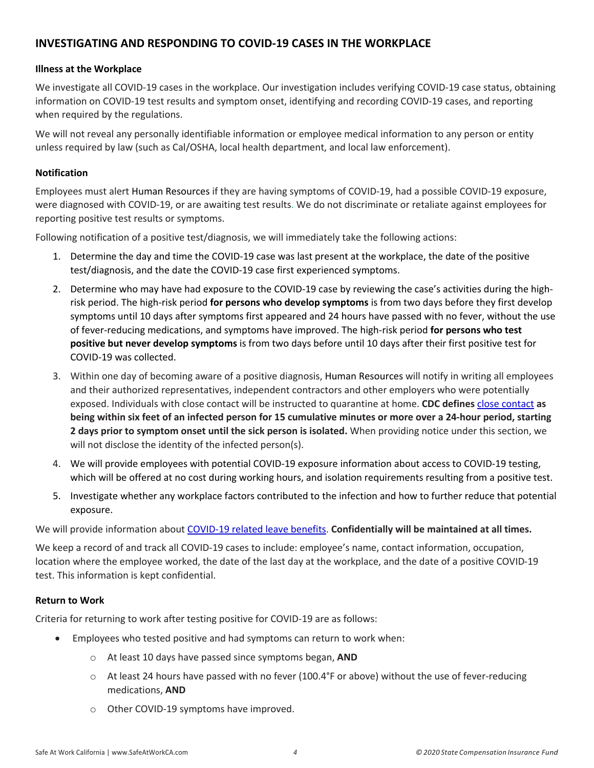## INVESTIGATING AND RESPONDING TO COVID-19 CASES IN THE WORKPLACE

### Illness at the Workplace

We investigate all COVID-19 cases in the workplace. Our investigation includes verifying COVID-19 case status, obtaining information on COVID-19 test results and symptom onset, identifying and recording COVID-19 cases, and reporting when required by the regulations.

We will not reveal any personally identifiable information or employee medical information to any person or entity unless required by law (such as Cal/OSHA, local health department, and local law enforcement).

### Notification

Employees must alert Human Resources if they are having symptoms of COVID-19, had a possible COVID-19 exposure, were diagnosed with COVID-19, or are awaiting test results. We do not discriminate or retaliate against employees for reporting positive test results or symptoms.

Following notification of a positive test/diagnosis, we will immediately take the following actions:

1. Determine the day and time the COVID-19 case was last present at the workplace, the date of the positive test/diagnosis, and the date the COVID-19 case first experienced symptoms.
2. Determine who may have had exposure to the COVID-19 case by reviewing the case's activities during the high-risk period. The high-risk period **for persons who develop symptoms** is from two days before they first develop symptoms until 10 days after symptoms first appeared and 24 hours have passed with no fever, without the use of fever-reducing medications, and symptoms have improved. The high-risk period **for persons who test positive but never develop symptoms** is from two days before until 10 days after their first positive test for COVID-19 was collected.
3. Within one day of becoming aware of a positive diagnosis, Human Resources will notify in writing all employees and their authorized representatives, independent contractors and other employers who were potentially exposed. Individuals with close contact will be instructed to quarantine at home. **CDC defines** close contact **as being within six feet of an infected person for 15 cumulative minutes or more over a 24-hour period, starting 2 days prior to symptom onset until the sick person is isolated.** When providing notice under this section, we will not disclose the identity of the infected person(s).
4. We will provide employees with potential COVID-19 exposure information about access to COVID-19 testing, which will be offered at no cost during working hours, and isolation requirements resulting from a positive test.
5. Investigate whether any workplace factors contributed to the infection and how to further reduce that potential exposure.

We will provide information about COVID-19 related leave benefits. **Confidentially will be maintained at all times.**

We keep a record of and track all COVID-19 cases to include: employee's name, contact information, occupation, location where the employee worked, the date of the last day at the workplace, and the date of a positive COVID-19 test. This information is kept confidential.

### Return to Work

Criteria for returning to work after testing positive for COVID-19 are as follows:

- Employees who tested positive and had symptoms can return to work when:
  - At least 10 days have passed since symptoms began, **AND**
  - At least 24 hours have passed with no fever (100.4°F or above) without the use of fever-reducing medications, **AND**
  - Other COVID-19 symptoms have improved.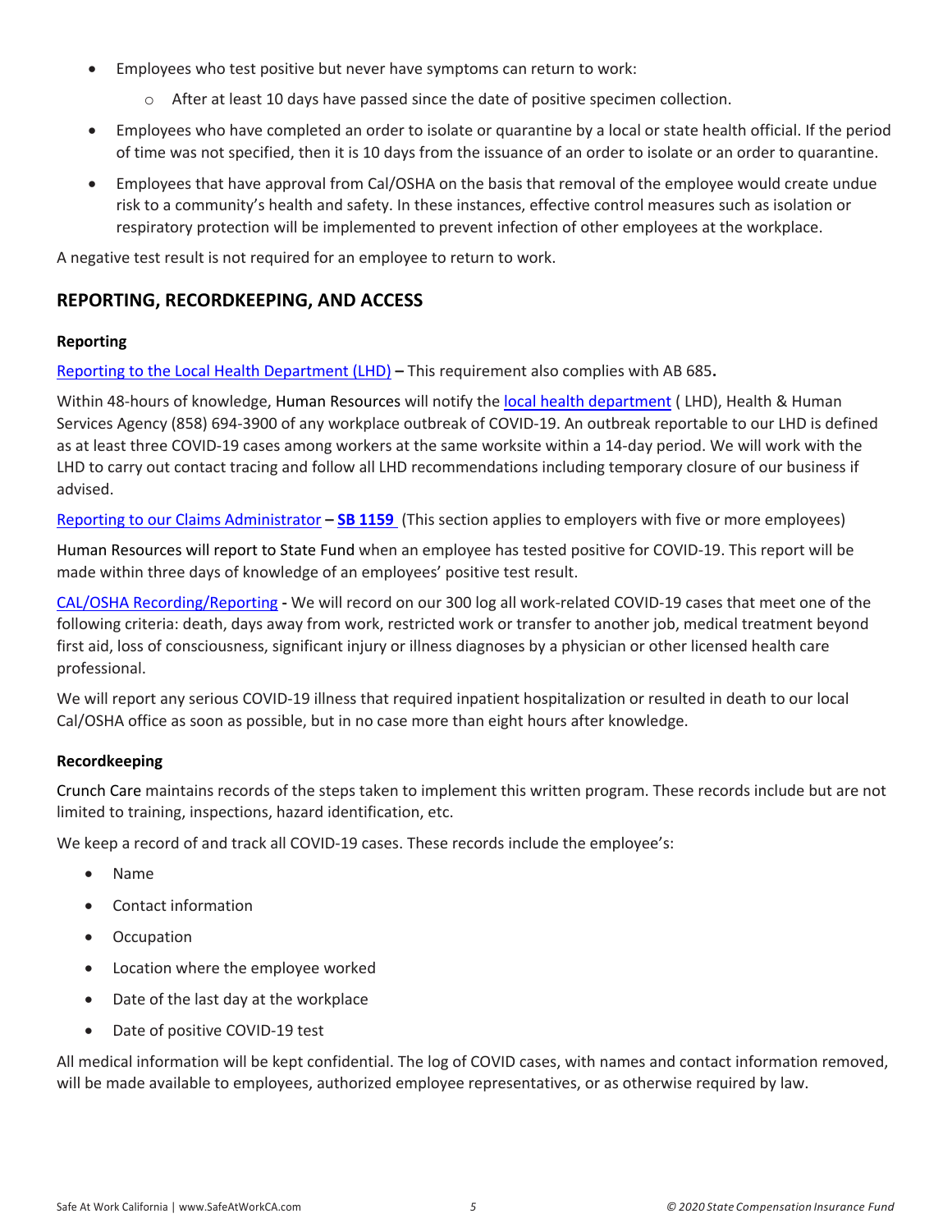- Employees who test positive but never have symptoms can return to work:
  - After at least 10 days have passed since the date of positive specimen collection.
- Employees who have completed an order to isolate or quarantine by a local or state health official. If the period of time was not specified, then it is 10 days from the issuance of an order to isolate or an order to quarantine.
- Employees that have approval from Cal/OSHA on the basis that removal of the employee would create undue risk to a community's health and safety. In these instances, effective control measures such as isolation or respiratory protection will be implemented to prevent infection of other employees at the workplace.

A negative test result is not required for an employee to return to work.

## REPORTING, RECORDKEEPING, AND ACCESS

### Reporting

Reporting to the Local Health Department (LHD) **–** This requirement also complies with AB 685**.**

Within 48-hours of knowledge, Human Resources will notify the local health department ( LHD), Health & Human Services Agency (858) 694-3900 of any workplace outbreak of COVID-19. An outbreak reportable to our LHD is defined as at least three COVID-19 cases among workers at the same worksite within a 14-day period. We will work with the LHD to carry out contact tracing and follow all LHD recommendations including temporary closure of our business if advised.

Reporting to our Claims Administrator **– SB 1159** (This section applies to employers with five or more employees)

Human Resources will report to State Fund when an employee has tested positive for COVID-19. This report will be made within three days of knowledge of an employees' positive test result.

CAL/OSHA Recording/Reporting **-** We will record on our 300 log all work-related COVID-19 cases that meet one of the following criteria: death, days away from work, restricted work or transfer to another job, medical treatment beyond first aid, loss of consciousness, significant injury or illness diagnoses by a physician or other licensed health care professional.

We will report any serious COVID-19 illness that required inpatient hospitalization or resulted in death to our local Cal/OSHA office as soon as possible, but in no case more than eight hours after knowledge.

### Recordkeeping

Crunch Care maintains records of the steps taken to implement this written program. These records include but are not limited to training, inspections, hazard identification, etc.

We keep a record of and track all COVID-19 cases. These records include the employee's:

- Name
- Contact information
- Occupation
- Location where the employee worked
- Date of the last day at the workplace
- Date of positive COVID-19 test

All medical information will be kept confidential. The log of COVID cases, with names and contact information removed, will be made available to employees, authorized employee representatives, or as otherwise required by law.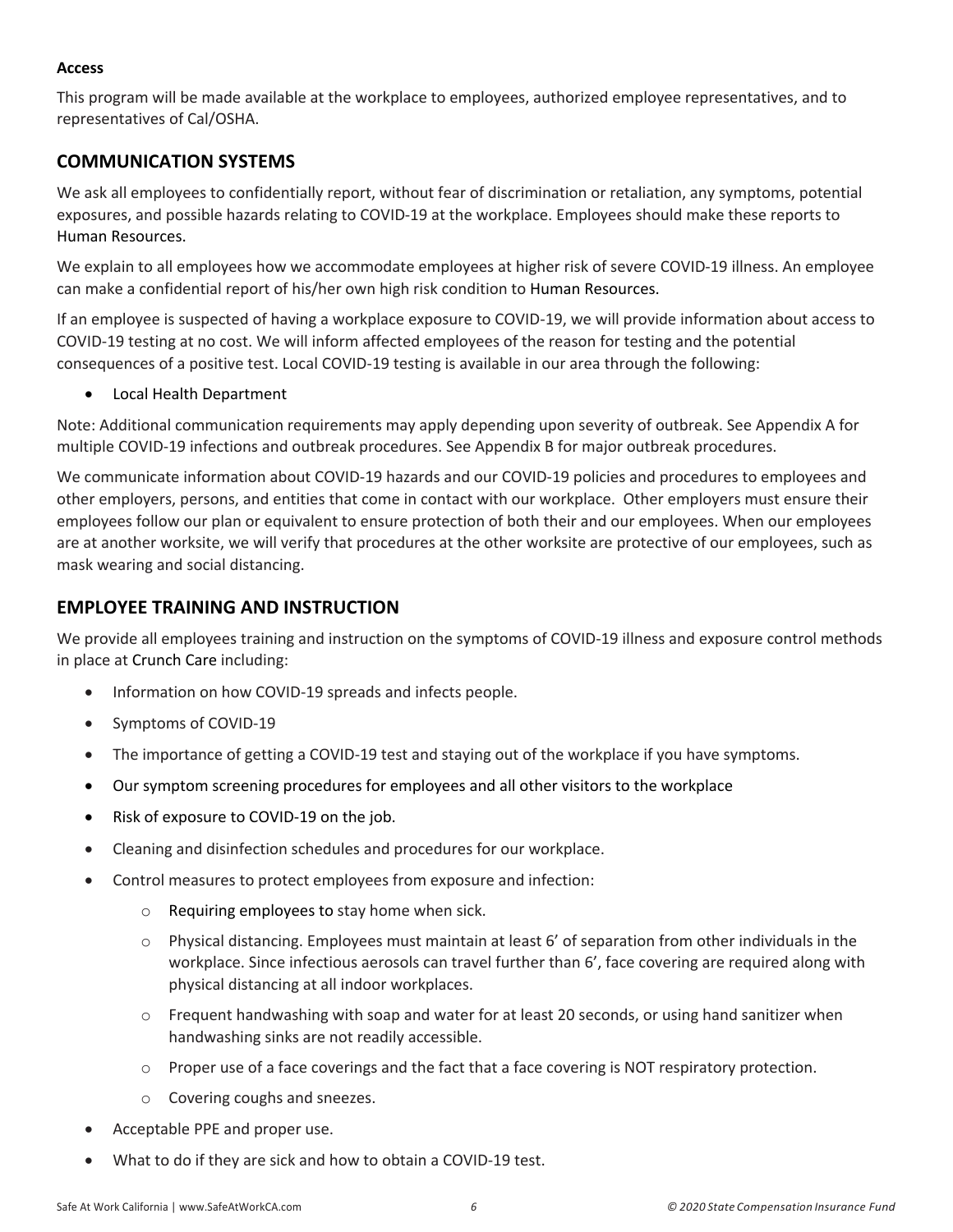**Access**

This program will be made available at the workplace to employees, authorized employee representatives, and to representatives of Cal/OSHA.

## COMMUNICATION SYSTEMS

We ask all employees to confidentially report, without fear of discrimination or retaliation, any symptoms, potential exposures, and possible hazards relating to COVID-19 at the workplace. Employees should make these reports to Human Resources.

We explain to all employees how we accommodate employees at higher risk of severe COVID-19 illness. An employee can make a confidential report of his/her own high risk condition to Human Resources.

If an employee is suspected of having a workplace exposure to COVID-19, we will provide information about access to COVID-19 testing at no cost. We will inform affected employees of the reason for testing and the potential consequences of a positive test. Local COVID-19 testing is available in our area through the following:

- Local Health Department

Note: Additional communication requirements may apply depending upon severity of outbreak. See Appendix A for multiple COVID-19 infections and outbreak procedures. See Appendix B for major outbreak procedures.

We communicate information about COVID-19 hazards and our COVID-19 policies and procedures to employees and other employers, persons, and entities that come in contact with our workplace. Other employers must ensure their employees follow our plan or equivalent to ensure protection of both their and our employees. When our employees are at another worksite, we will verify that procedures at the other worksite are protective of our employees, such as mask wearing and social distancing.

## EMPLOYEE TRAINING AND INSTRUCTION

We provide all employees training and instruction on the symptoms of COVID-19 illness and exposure control methods in place at Crunch Care including:

- Information on how COVID-19 spreads and infects people.
- Symptoms of COVID-19
- The importance of getting a COVID-19 test and staying out of the workplace if you have symptoms.
- Our symptom screening procedures for employees and all other visitors to the workplace
- Risk of exposure to COVID-19 on the job.
- Cleaning and disinfection schedules and procedures for our workplace.
- Control measures to protect employees from exposure and infection:
  - Requiring employees to stay home when sick.
  - Physical distancing. Employees must maintain at least 6' of separation from other individuals in the workplace. Since infectious aerosols can travel further than 6', face covering are required along with physical distancing at all indoor workplaces.
  - Frequent handwashing with soap and water for at least 20 seconds, or using hand sanitizer when handwashing sinks are not readily accessible.
  - Proper use of a face coverings and the fact that a face covering is NOT respiratory protection.
  - Covering coughs and sneezes.
- Acceptable PPE and proper use.
- What to do if they are sick and how to obtain a COVID-19 test.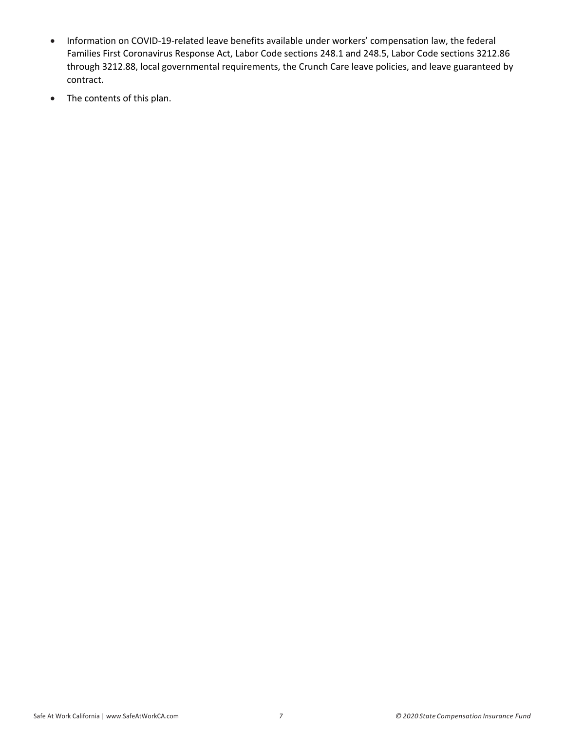- Information on COVID-19-related leave benefits available under workers' compensation law, the federal Families First Coronavirus Response Act, Labor Code sections 248.1 and 248.5, Labor Code sections 3212.86 through 3212.88, local governmental requirements, the Crunch Care leave policies, and leave guaranteed by contract.
- The contents of this plan.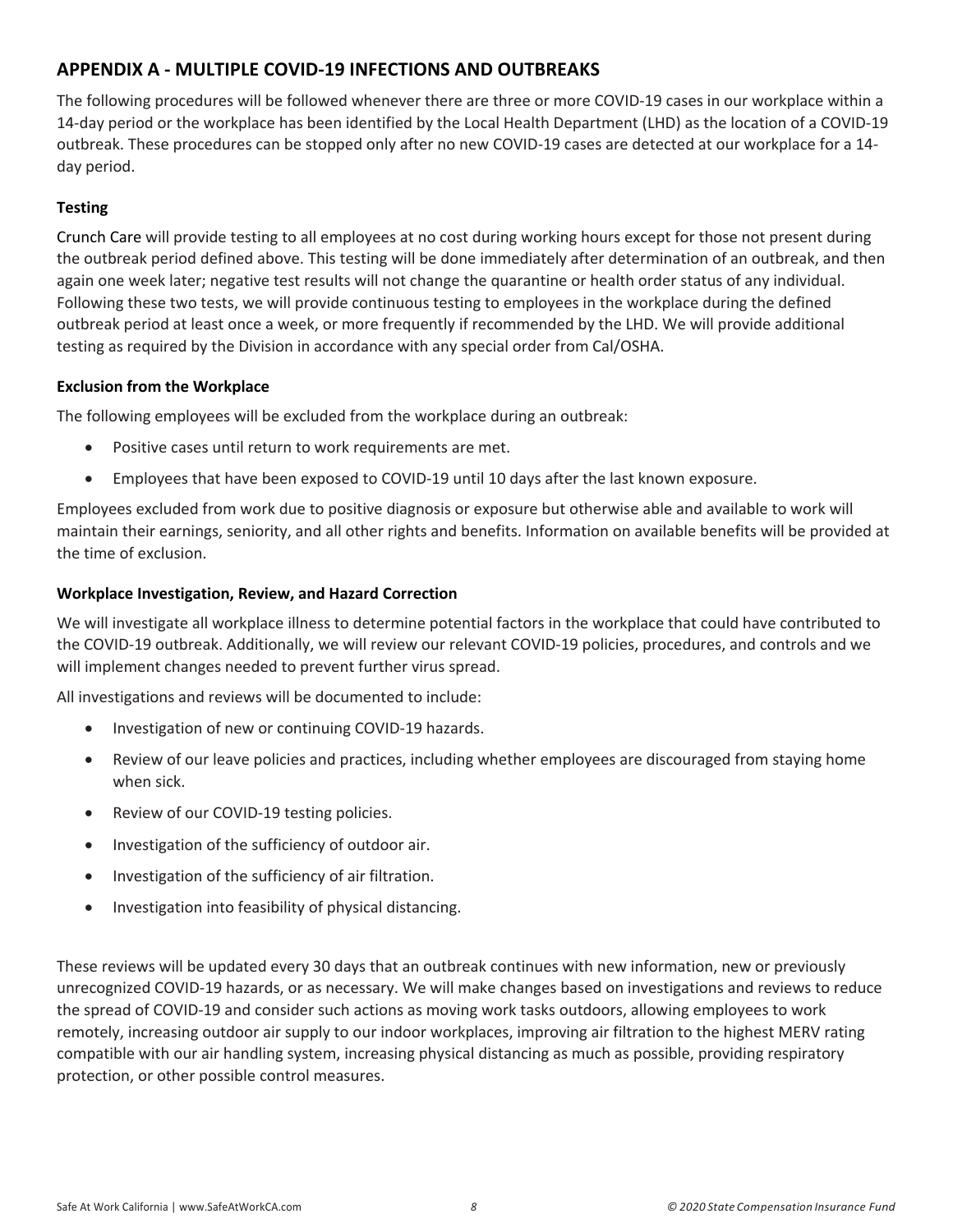## APPENDIX A - MULTIPLE COVID-19 INFECTIONS AND OUTBREAKS

The following procedures will be followed whenever there are three or more COVID-19 cases in our workplace within a 14-day period or the workplace has been identified by the Local Health Department (LHD) as the location of a COVID-19 outbreak. These procedures can be stopped only after no new COVID-19 cases are detected at our workplace for a 14-day period.

### Testing

Crunch Care will provide testing to all employees at no cost during working hours except for those not present during the outbreak period defined above. This testing will be done immediately after determination of an outbreak, and then again one week later; negative test results will not change the quarantine or health order status of any individual. Following these two tests, we will provide continuous testing to employees in the workplace during the defined outbreak period at least once a week, or more frequently if recommended by the LHD. We will provide additional testing as required by the Division in accordance with any special order from Cal/OSHA.

### Exclusion from the Workplace

The following employees will be excluded from the workplace during an outbreak:

- Positive cases until return to work requirements are met.
- Employees that have been exposed to COVID-19 until 10 days after the last known exposure.

Employees excluded from work due to positive diagnosis or exposure but otherwise able and available to work will maintain their earnings, seniority, and all other rights and benefits. Information on available benefits will be provided at the time of exclusion.

### Workplace Investigation, Review, and Hazard Correction

We will investigate all workplace illness to determine potential factors in the workplace that could have contributed to the COVID-19 outbreak. Additionally, we will review our relevant COVID-19 policies, procedures, and controls and we will implement changes needed to prevent further virus spread.

All investigations and reviews will be documented to include:

- Investigation of new or continuing COVID-19 hazards.
- Review of our leave policies and practices, including whether employees are discouraged from staying home when sick.
- Review of our COVID-19 testing policies.
- Investigation of the sufficiency of outdoor air.
- Investigation of the sufficiency of air filtration.
- Investigation into feasibility of physical distancing.

These reviews will be updated every 30 days that an outbreak continues with new information, new or previously unrecognized COVID-19 hazards, or as necessary. We will make changes based on investigations and reviews to reduce the spread of COVID-19 and consider such actions as moving work tasks outdoors, allowing employees to work remotely, increasing outdoor air supply to our indoor workplaces, improving air filtration to the highest MERV rating compatible with our air handling system, increasing physical distancing as much as possible, providing respiratory protection, or other possible control measures.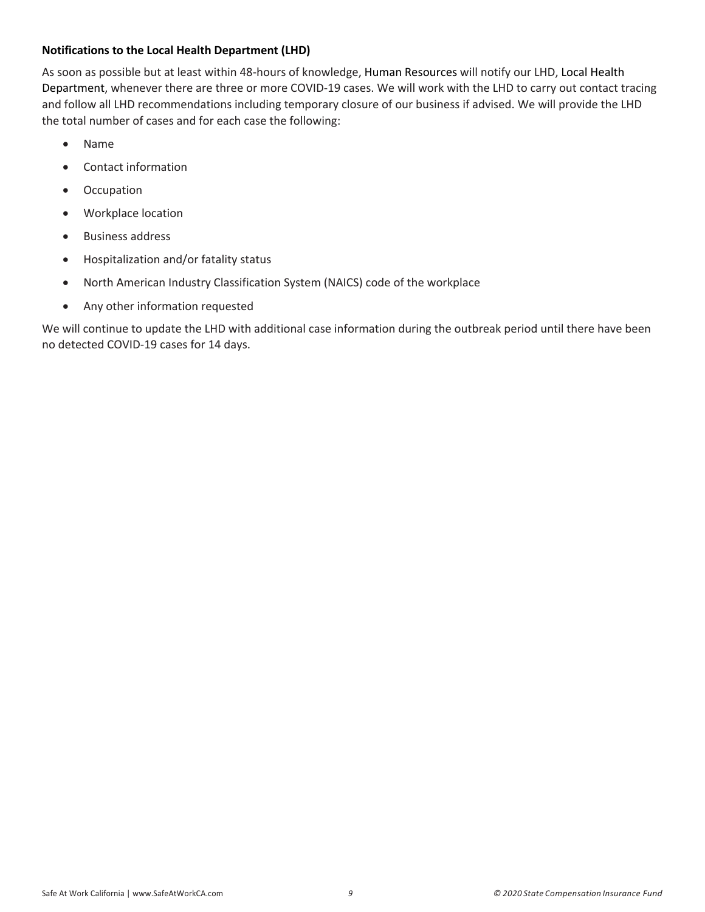**Notifications to the Local Health Department (LHD)**

As soon as possible but at least within 48-hours of knowledge, Human Resources will notify our LHD, Local Health Department, whenever there are three or more COVID-19 cases. We will work with the LHD to carry out contact tracing and follow all LHD recommendations including temporary closure of our business if advised. We will provide the LHD the total number of cases and for each case the following:

- Name
- Contact information
- Occupation
- Workplace location
- Business address
- Hospitalization and/or fatality status
- North American Industry Classification System (NAICS) code of the workplace
- Any other information requested

We will continue to update the LHD with additional case information during the outbreak period until there have been no detected COVID-19 cases for 14 days.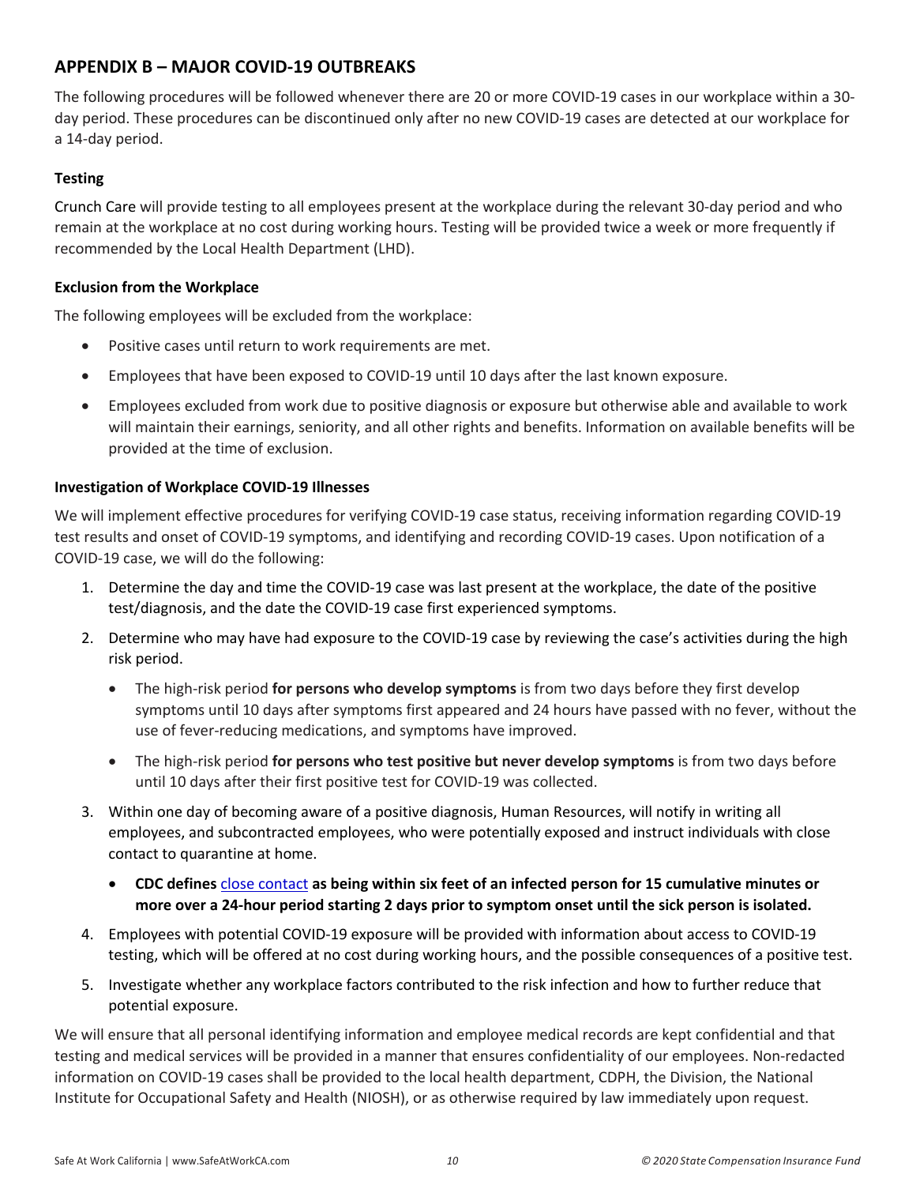## APPENDIX B – MAJOR COVID-19 OUTBREAKS

The following procedures will be followed whenever there are 20 or more COVID-19 cases in our workplace within a 30-day period. These procedures can be discontinued only after no new COVID-19 cases are detected at our workplace for a 14-day period.

### Testing

Crunch Care will provide testing to all employees present at the workplace during the relevant 30-day period and who remain at the workplace at no cost during working hours. Testing will be provided twice a week or more frequently if recommended by the Local Health Department (LHD).

### Exclusion from the Workplace

The following employees will be excluded from the workplace:

- Positive cases until return to work requirements are met.
- Employees that have been exposed to COVID-19 until 10 days after the last known exposure.
- Employees excluded from work due to positive diagnosis or exposure but otherwise able and available to work will maintain their earnings, seniority, and all other rights and benefits. Information on available benefits will be provided at the time of exclusion.

### Investigation of Workplace COVID-19 Illnesses

We will implement effective procedures for verifying COVID-19 case status, receiving information regarding COVID-19 test results and onset of COVID-19 symptoms, and identifying and recording COVID-19 cases. Upon notification of a COVID-19 case, we will do the following:

1. Determine the day and time the COVID-19 case was last present at the workplace, the date of the positive test/diagnosis, and the date the COVID-19 case first experienced symptoms.
2. Determine who may have had exposure to the COVID-19 case by reviewing the case's activities during the high risk period.
   - The high-risk period **for persons who develop symptoms** is from two days before they first develop symptoms until 10 days after symptoms first appeared and 24 hours have passed with no fever, without the use of fever-reducing medications, and symptoms have improved.
   - The high-risk period **for persons who test positive but never develop symptoms** is from two days before until 10 days after their first positive test for COVID-19 was collected.
3. Within one day of becoming aware of a positive diagnosis, Human Resources, will notify in writing all employees, and subcontracted employees, who were potentially exposed and instruct individuals with close contact to quarantine at home.
   - **CDC defines** close contact **as being within six feet of an infected person for 15 cumulative minutes or more over a 24-hour period starting 2 days prior to symptom onset until the sick person is isolated.**
4. Employees with potential COVID-19 exposure will be provided with information about access to COVID-19 testing, which will be offered at no cost during working hours, and the possible consequences of a positive test.
5. Investigate whether any workplace factors contributed to the risk infection and how to further reduce that potential exposure.

We will ensure that all personal identifying information and employee medical records are kept confidential and that testing and medical services will be provided in a manner that ensures confidentiality of our employees. Non-redacted information on COVID-19 cases shall be provided to the local health department, CDPH, the Division, the National Institute for Occupational Safety and Health (NIOSH), or as otherwise required by law immediately upon request.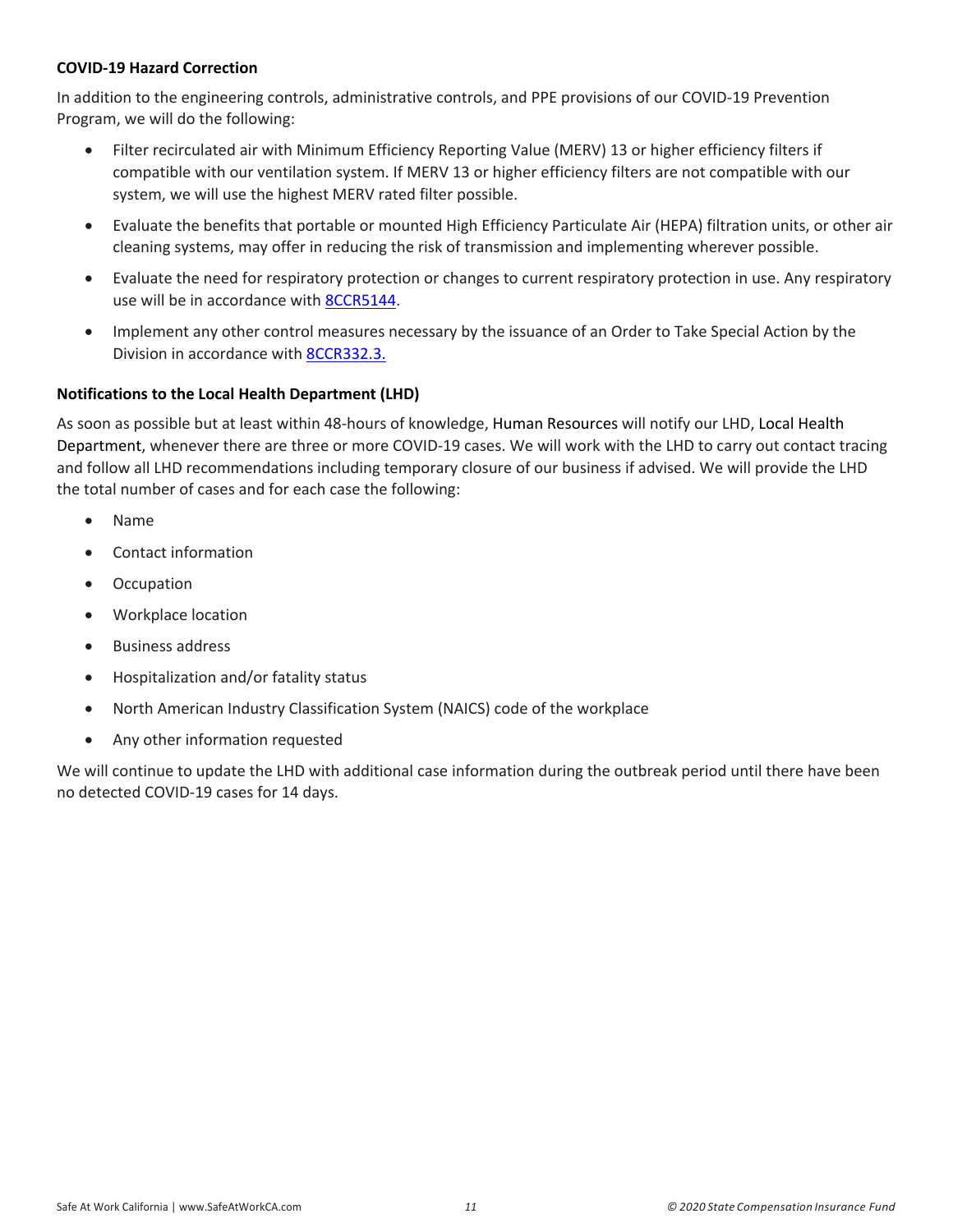**COVID-19 Hazard Correction**

In addition to the engineering controls, administrative controls, and PPE provisions of our COVID-19 Prevention Program, we will do the following:

- Filter recirculated air with Minimum Efficiency Reporting Value (MERV) 13 or higher efficiency filters if compatible with our ventilation system. If MERV 13 or higher efficiency filters are not compatible with our system, we will use the highest MERV rated filter possible.
- Evaluate the benefits that portable or mounted High Efficiency Particulate Air (HEPA) filtration units, or other air cleaning systems, may offer in reducing the risk of transmission and implementing wherever possible.
- Evaluate the need for respiratory protection or changes to current respiratory protection in use. Any respiratory use will be in accordance with 8CCR5144.
- Implement any other control measures necessary by the issuance of an Order to Take Special Action by the Division in accordance with 8CCR332.3.

**Notifications to the Local Health Department (LHD)**

As soon as possible but at least within 48-hours of knowledge, Human Resources will notify our LHD, Local Health Department, whenever there are three or more COVID-19 cases. We will work with the LHD to carry out contact tracing and follow all LHD recommendations including temporary closure of our business if advised. We will provide the LHD the total number of cases and for each case the following:

- Name
- Contact information
- Occupation
- Workplace location
- Business address
- Hospitalization and/or fatality status
- North American Industry Classification System (NAICS) code of the workplace
- Any other information requested

We will continue to update the LHD with additional case information during the outbreak period until there have been no detected COVID-19 cases for 14 days.